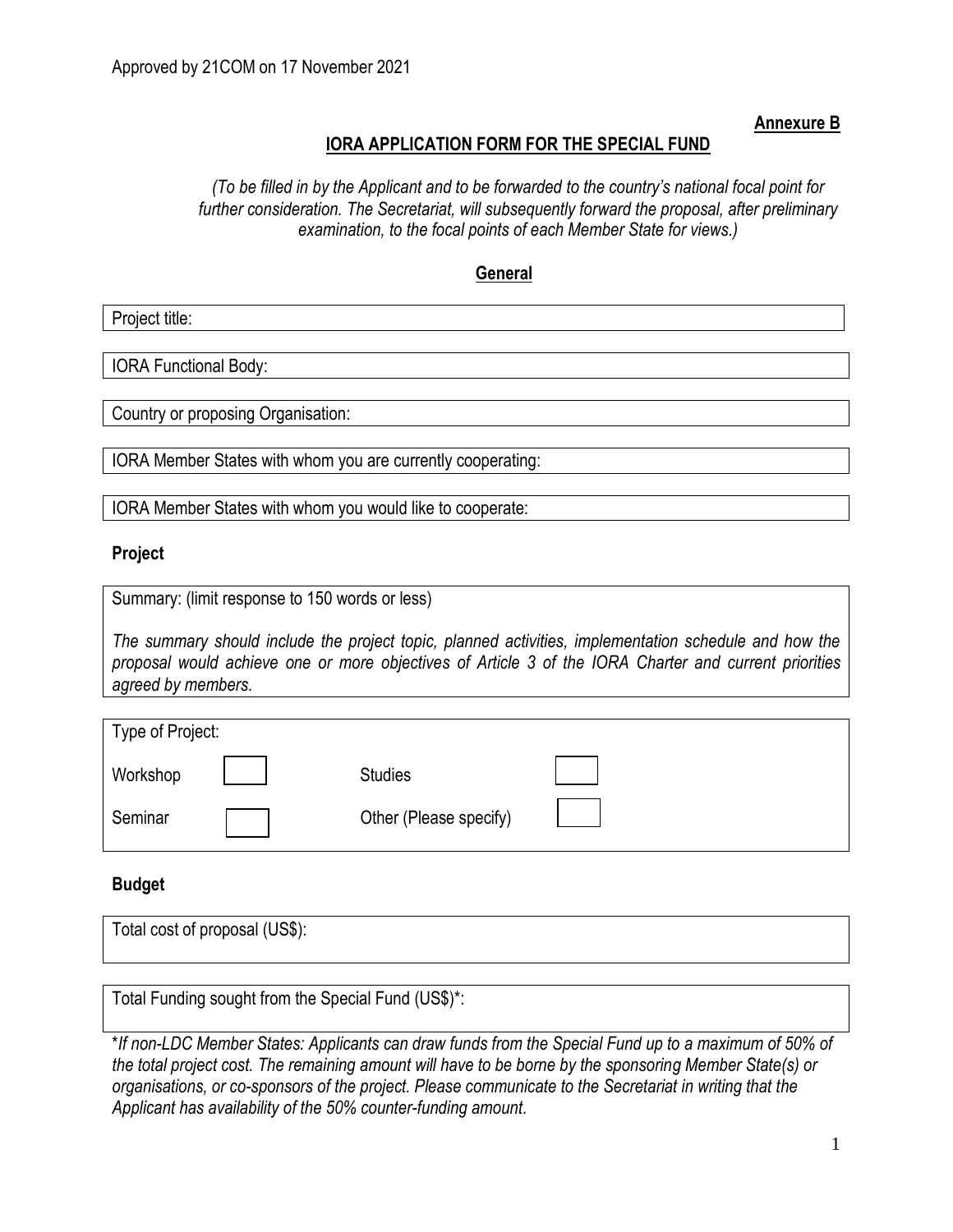Approved by 21COM on 17 November 2021

**Annexure B**

## IORA APPLICATION FORM FOR THE SPECIAL FUND

*(To be filled in by the Applicant and to be forwarded to the country's national focal point for further consideration. The Secretariat, will subsequently forward the proposal, after preliminary examination, to the focal points of each Member State for views.)*

### General

| Project title: |
|---|

| IORA Functional Body: |
|---|

| Country or proposing Organisation: |
|---|

| IORA Member States with whom you are currently cooperating: |
|---|

| IORA Member States with whom you would like to cooperate: |
|---|

**Project**

| Summary: (limit response to 150 words or less)<br><br>*The summary should include the project topic, planned activities, implementation schedule and how the proposal would achieve one or more objectives of Article 3 of the IORA Charter and current priorities agreed by members.* |
|---|

| Type of Project: | | | |
|---|---|---|---|
| Workshop | ☐ | Studies | ☐ |
| Seminar | ☐ | Other (Please specify) | ☐ |

**Budget**

| Total cost of proposal (US$): |
|---|

| Total Funding sought from the Special Fund (US$)*: |
|---|

*\*If non-LDC Member States: Applicants can draw funds from the Special Fund up to a maximum of 50% of the total project cost. The remaining amount will have to be borne by the sponsoring Member State(s) or organisations, or co-sponsors of the project. Please communicate to the Secretariat in writing that the Applicant has availability of the 50% counter-funding amount.*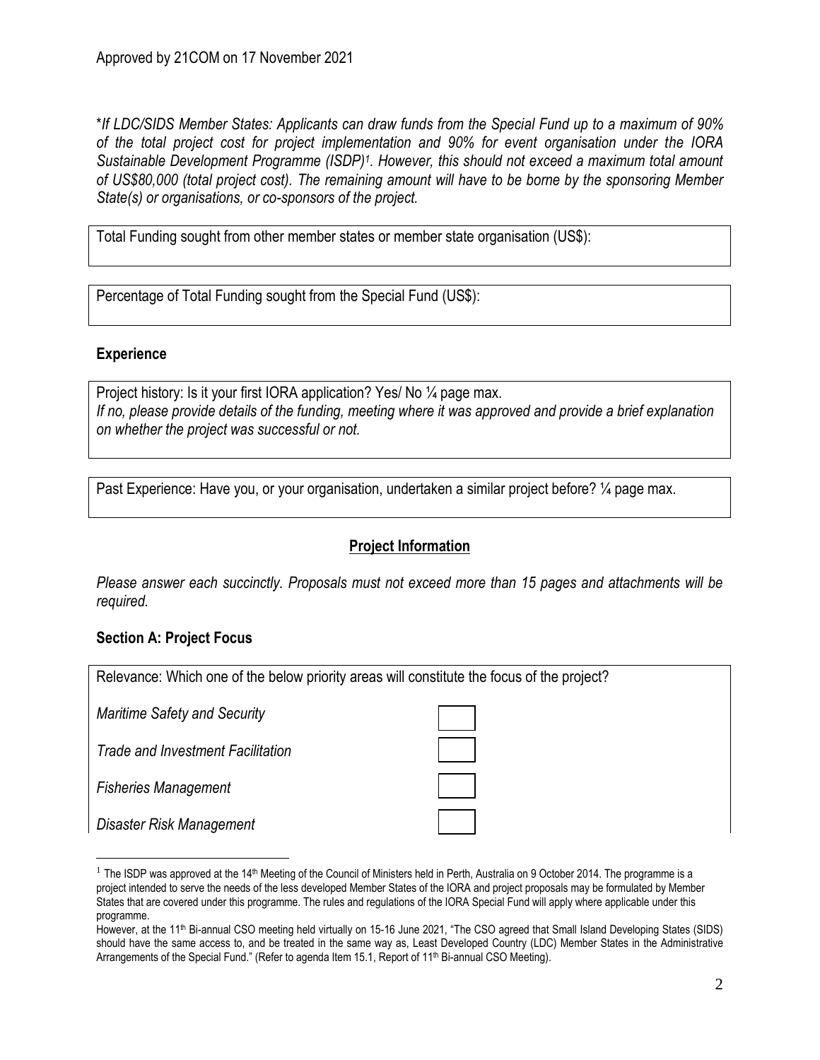Approved by 21COM on 17 November 2021

**If LDC/SIDS Member States: Applicants can draw funds from the Special Fund up to a maximum of 90% of the total project cost for project implementation and 90% for event organisation under the IORA Sustainable Development Programme (ISDP)[1]. However, this should not exceed a maximum total amount of US$80,000 (total project cost). The remaining amount will have to be borne by the sponsoring Member State(s) or organisations, or co-sponsors of the project.*

| Total Funding sought from other member states or member state organisation (US$): |
|---|

| Percentage of Total Funding sought from the Special Fund (US$): |
|---|

### Experience

| Project history: Is it your first IORA application? Yes/ No ¼ page max. *If no, please provide details of the funding, meeting where it was approved and provide a brief explanation on whether the project was successful or not.* |
|---|

| Past Experience: Have you, or your organisation, undertaken a similar project before? ¼ page max. |
|---|

## Project Information

*Please answer each succinctly. Proposals must not exceed more than 15 pages and attachments will be required.*

### Section A: Project Focus

Relevance: Which one of the below priority areas will constitute the focus of the project?

| | |
|---|---|
| *Maritime Safety and Security* | ☐ |
| *Trade and Investment Facilitation* | ☐ |
| *Fisheries Management* | ☐ |
| *Disaster Risk Management* | ☐ |

[1] The ISDP was approved at the 14th Meeting of the Council of Ministers held in Perth, Australia on 9 October 2014. The programme is a project intended to serve the needs of the less developed Member States of the IORA and project proposals may be formulated by Member States that are covered under this programme. The rules and regulations of the IORA Special Fund will apply where applicable under this programme.

However, at the 11th Bi-annual CSO meeting held virtually on 15-16 June 2021, "The CSO agreed that Small Island Developing States (SIDS) should have the same access to, and be treated in the same way as, Least Developed Country (LDC) Member States in the Administrative Arrangements of the Special Fund." (Refer to agenda Item 15.1, Report of 11th Bi-annual CSO Meeting).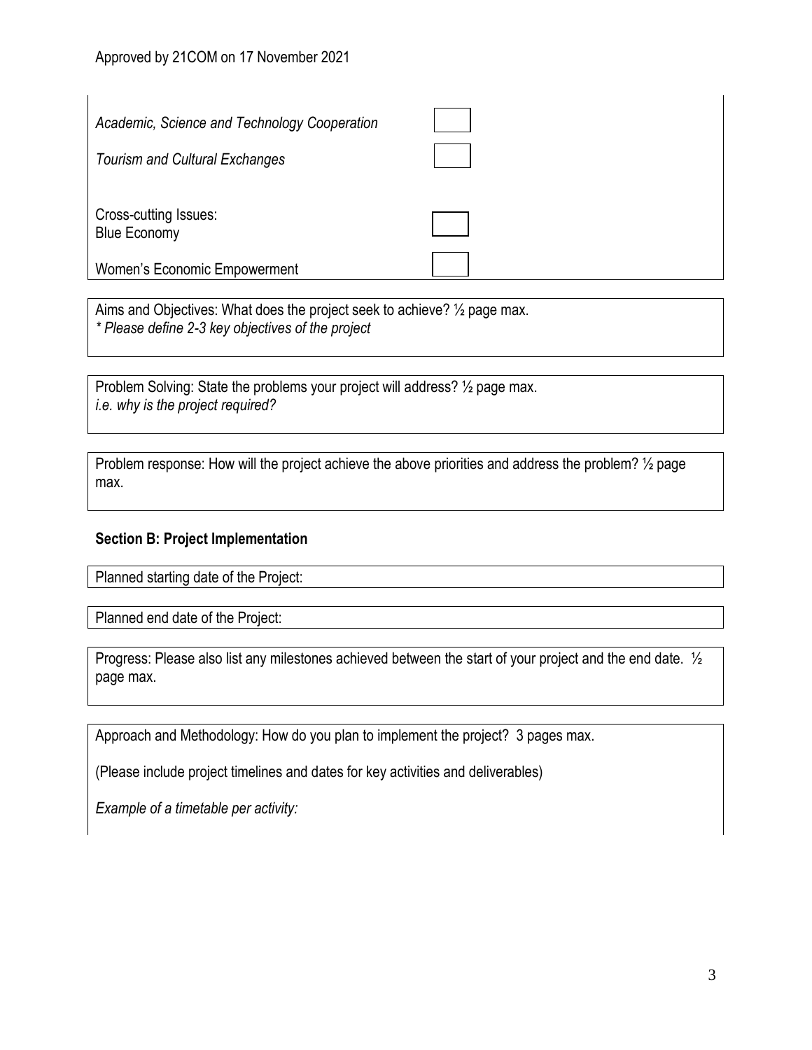*Academic, Science and Technology Cooperation* ☐

*Tourism and Cultural Exchanges* ☐

Cross-cutting Issues:
Blue Economy ☐

Women's Economic Empowerment ☐

Aims and Objectives: What does the project seek to achieve? ½ page max.
*\* Please define 2-3 key objectives of the project*

Problem Solving: State the problems your project will address? ½ page max.
*i.e. why is the project required?*

Problem response: How will the project achieve the above priorities and address the problem? ½ page max.

**Section B: Project Implementation**

Planned starting date of the Project:

Planned end date of the Project:

Progress: Please also list any milestones achieved between the start of your project and the end date. ½ page max.

Approach and Methodology: How do you plan to implement the project? 3 pages max.

(Please include project timelines and dates for key activities and deliverables)

*Example of a timetable per activity:*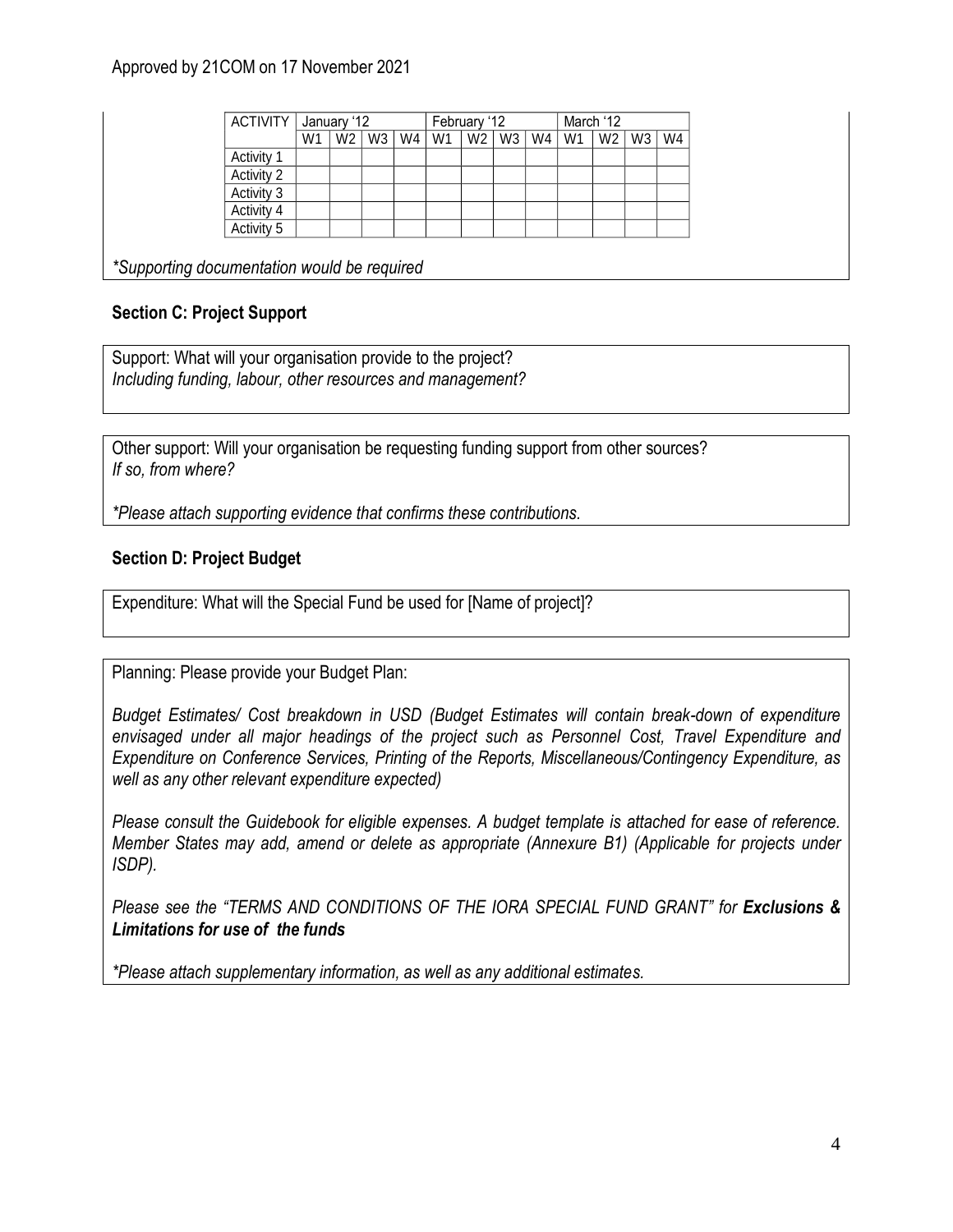| ACTIVITY | January '12 | | | | February '12 | | | | March '12 | | | |
|---|---|---|---|---|---|---|---|---|---|---|---|---|
| | W1 | W2 | W3 | W4 | W1 | W2 | W3 | W4 | W1 | W2 | W3 | W4 |
| Activity 1 | | | | | | | | | | | | |
| Activity 2 | | | | | | | | | | | | |
| Activity 3 | | | | | | | | | | | | |
| Activity 4 | | | | | | | | | | | | |
| Activity 5 | | | | | | | | | | | | |

*\*Supporting documentation would be required*

### Section C: Project Support

Support: What will your organisation provide to the project?
*Including funding, labour, other resources and management?*

Other support: Will your organisation be requesting funding support from other sources?
*If so, from where?*

*\*Please attach supporting evidence that confirms these contributions.*

### Section D: Project Budget

Expenditure: What will the Special Fund be used for [Name of project]?

Planning: Please provide your Budget Plan:

*Budget Estimates/ Cost breakdown in USD (Budget Estimates will contain break-down of expenditure envisaged under all major headings of the project such as Personnel Cost, Travel Expenditure and Expenditure on Conference Services, Printing of the Reports, Miscellaneous/Contingency Expenditure, as well as any other relevant expenditure expected)*

*Please consult the Guidebook for eligible expenses. A budget template is attached for ease of reference. Member States may add, amend or delete as appropriate (Annexure B1) (Applicable for projects under ISDP).*

*Please see the "TERMS AND CONDITIONS OF THE IORA SPECIAL FUND GRANT" for **Exclusions & Limitations for use of the funds***

*\*Please attach supplementary information, as well as any additional estimates.*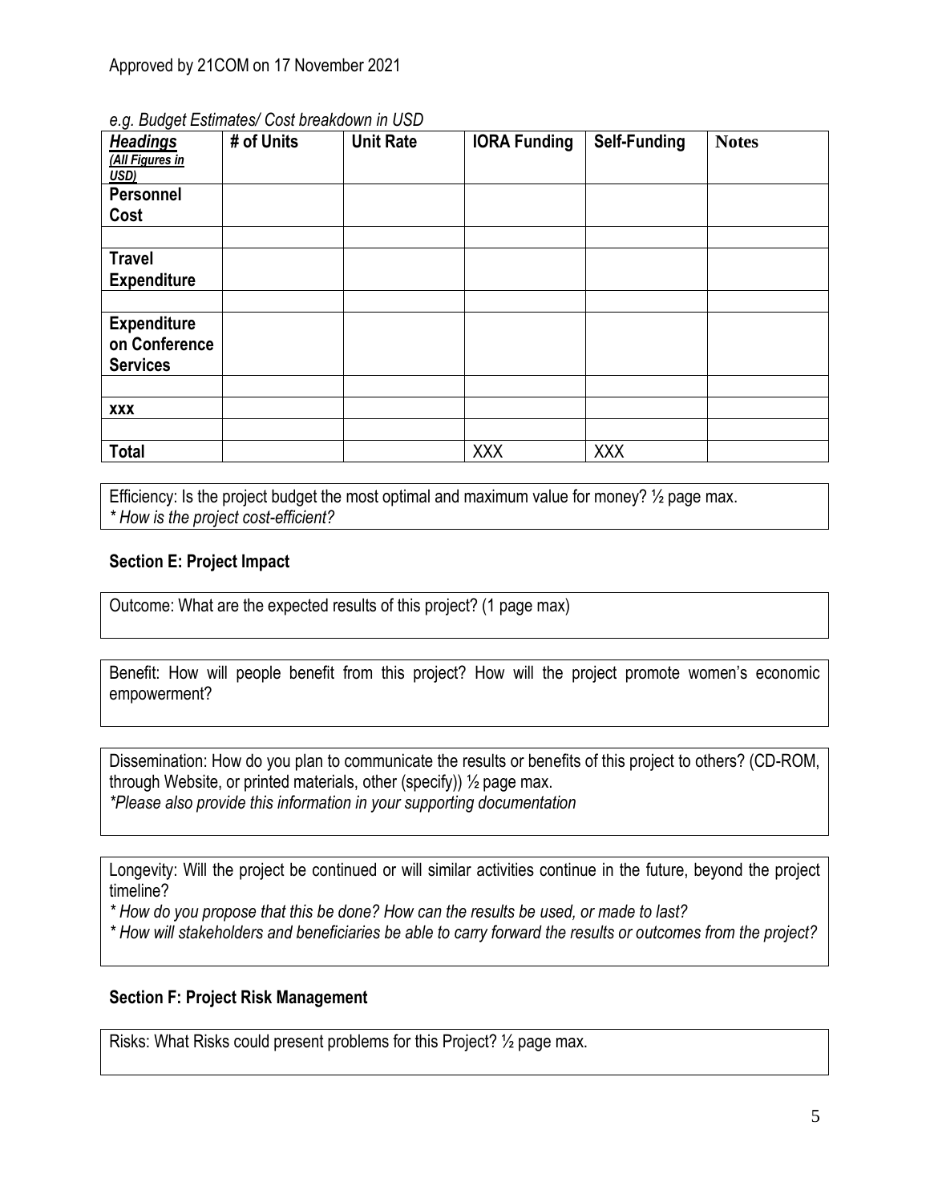Approved by 21COM on 17 November 2021

*e.g. Budget Estimates/ Cost breakdown in USD*

| ***Headings*** ***(All Figures in USD)*** | **# of Units** | **Unit Rate** | **IORA Funding** | **Self-Funding** | **Notes** |
|---|---|---|---|---|---|
| **Personnel Cost** | | | | | |
| | | | | | |
| **Travel Expenditure** | | | | | |
| | | | | | |
| **Expenditure on Conference Services** | | | | | |
| | | | | | |
| **XXX** | | | | | |
| | | | | | |
| **Total** | | | XXX | XXX | |

Efficiency: Is the project budget the most optimal and maximum value for money? ½ page max.
*\* How is the project cost-efficient?*

### Section E: Project Impact

Outcome: What are the expected results of this project? (1 page max)

Benefit: How will people benefit from this project? How will the project promote women's economic empowerment?

Dissemination: How do you plan to communicate the results or benefits of this project to others? (CD-ROM, through Website, or printed materials, other (specify)) ½ page max.
*\*Please also provide this information in your supporting documentation*

Longevity: Will the project be continued or will similar activities continue in the future, beyond the project timeline?
*\* How do you propose that this be done? How can the results be used, or made to last?*
*\* How will stakeholders and beneficiaries be able to carry forward the results or outcomes from the project?*

### Section F: Project Risk Management

Risks: What Risks could present problems for this Project? ½ page max.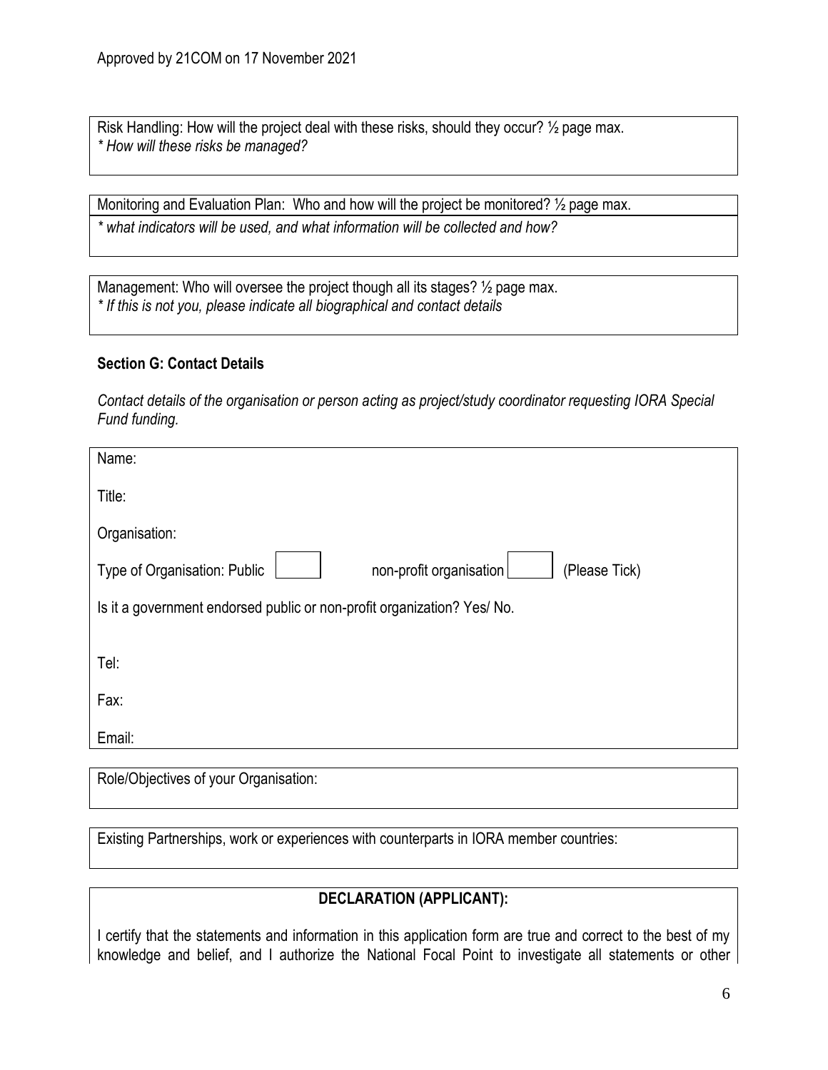Risk Handling: How will the project deal with these risks, should they occur? ½ page max.
*\* How will these risks be managed?*

Monitoring and Evaluation Plan: Who and how will the project be monitored? ½ page max.
*\* what indicators will be used, and what information will be collected and how?*

Management: Who will oversee the project though all its stages? ½ page max.
*\* If this is not you, please indicate all biographical and contact details*

### Section G: Contact Details

*Contact details of the organisation or person acting as project/study coordinator requesting IORA Special Fund funding.*

Name:

Title:

Organisation:

Type of Organisation: Public ☐ non-profit organisation ☐ (Please Tick)

Is it a government endorsed public or non-profit organization? Yes/ No.

Tel:

Fax:

Email:

Role/Objectives of your Organisation:

Existing Partnerships, work or experiences with counterparts in IORA member countries:

**DECLARATION (APPLICANT):**

I certify that the statements and information in this application form are true and correct to the best of my knowledge and belief, and I authorize the National Focal Point to investigate all statements or other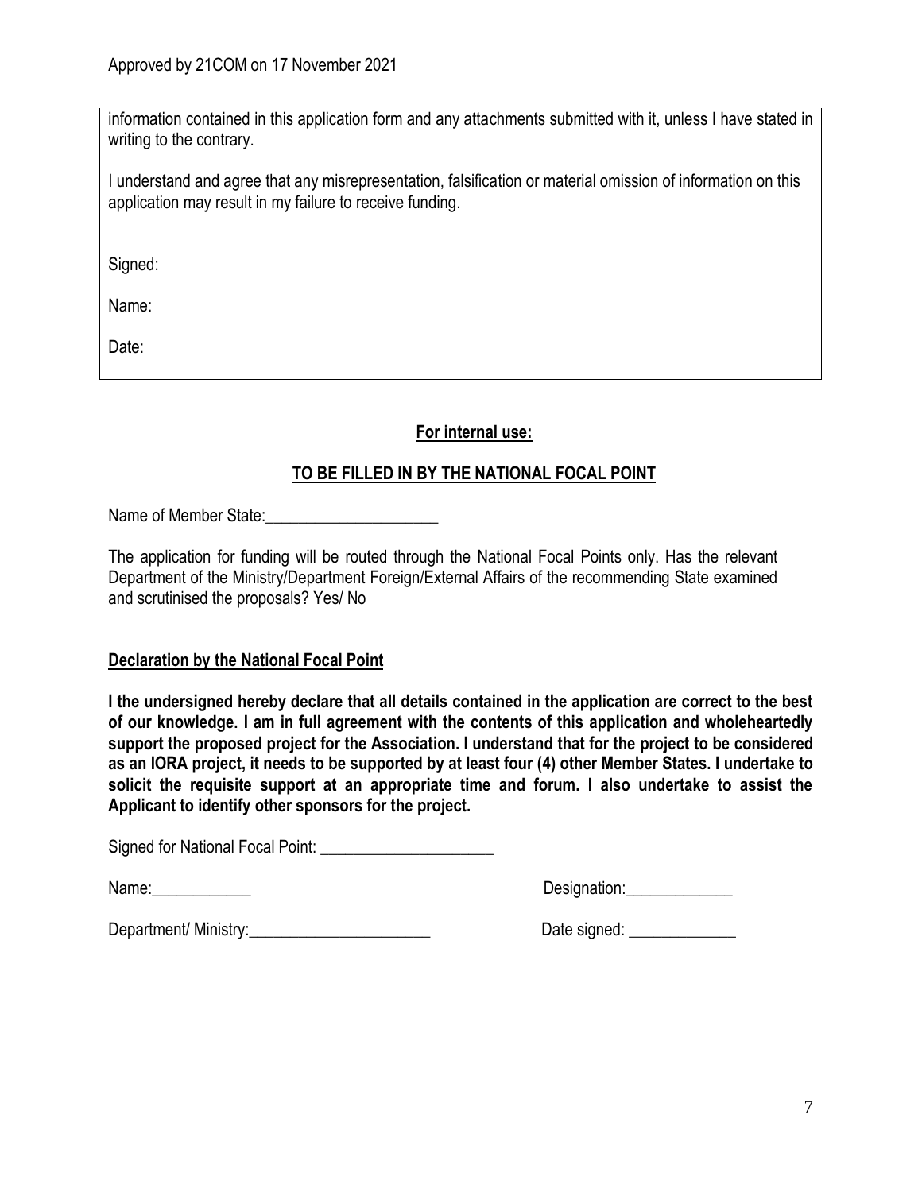information contained in this application form and any attachments submitted with it, unless I have stated in writing to the contrary.

I understand and agree that any misrepresentation, falsification or material omission of information on this application may result in my failure to receive funding.

Signed:

Name:

Date:

**For internal use:**

**TO BE FILLED IN BY THE NATIONAL FOCAL POINT**

Name of Member State:_____________________

The application for funding will be routed through the National Focal Points only. Has the relevant Department of the Ministry/Department Foreign/External Affairs of the recommending State examined and scrutinised the proposals? Yes/ No

**Declaration by the National Focal Point**

**I the undersigned hereby declare that all details contained in the application are correct to the best of our knowledge. I am in full agreement with the contents of this application and wholeheartedly support the proposed project for the Association. I understand that for the project to be considered as an IORA project, it needs to be supported by at least four (4) other Member States. I undertake to solicit the requisite support at an appropriate time and forum. I also undertake to assist the Applicant to identify other sponsors for the project.**

Signed for National Focal Point: _____________________

Name:____________ Designation:_____________

Department/ Ministry:______________________ Date signed: _____________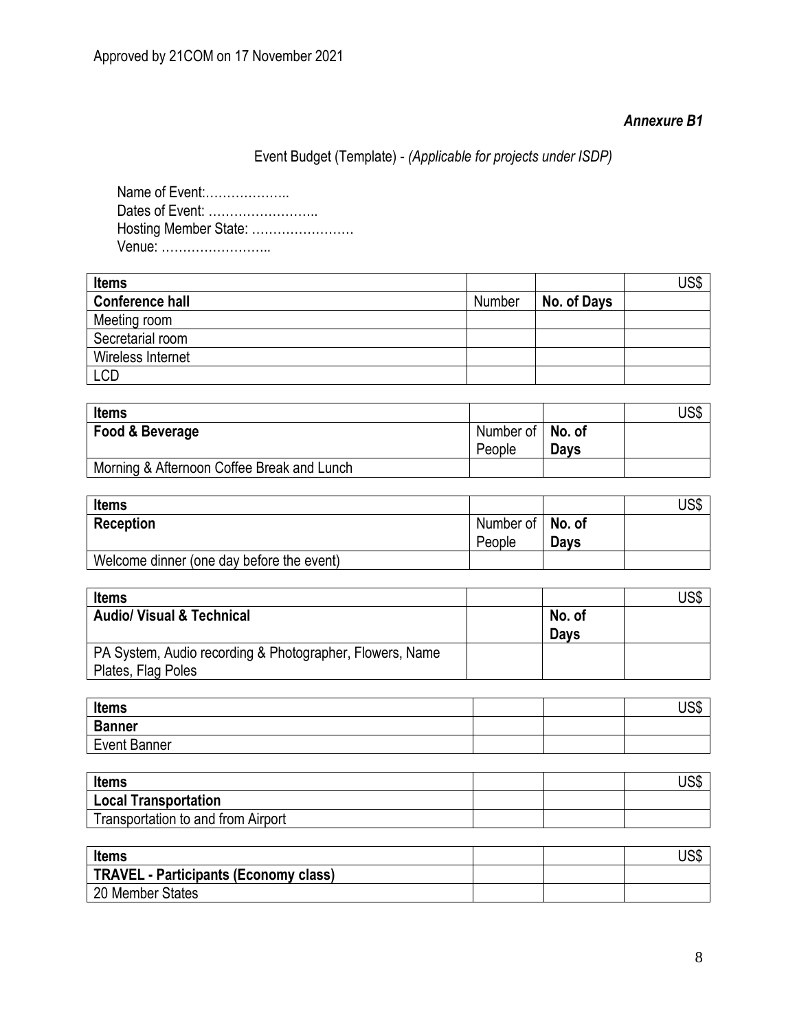Approved by 21COM on 17 November 2021

*Annexure B1*

Event Budget (Template) - *(Applicable for projects under ISDP)*

Name of Event:………………..
Dates of Event: ……………………..
Hosting Member State: ……………………
Venue: ……………………..

| **Items** | | | US$ |
|---|---|---|---|
| **Conference hall** | Number | **No. of Days** | |
| Meeting room | | | |
| Secretarial room | | | |
| Wireless Internet | | | |
| LCD | | | |

| **Items** | | | US$ |
|---|---|---|---|
| **Food & Beverage** | Number of People | **No. of Days** | |
| Morning & Afternoon Coffee Break and Lunch | | | |

| **Items** | | | US$ |
|---|---|---|---|
| **Reception** | Number of People | **No. of Days** | |
| Welcome dinner (one day before the event) | | | |

| **Items** | | | US$ |
|---|---|---|---|
| **Audio/ Visual & Technical** | | **No. of Days** | |
| PA System, Audio recording & Photographer, Flowers, Name Plates, Flag Poles | | | |

| **Items** | | | US$ |
|---|---|---|---|
| **Banner** | | | |
| Event Banner | | | |

| **Items** | | | US$ |
|---|---|---|---|
| **Local Transportation** | | | |
| Transportation to and from Airport | | | |

| **Items** | | | US$ |
|---|---|---|---|
| **TRAVEL - Participants (Economy class)** | | | |
| 20 Member States | | | |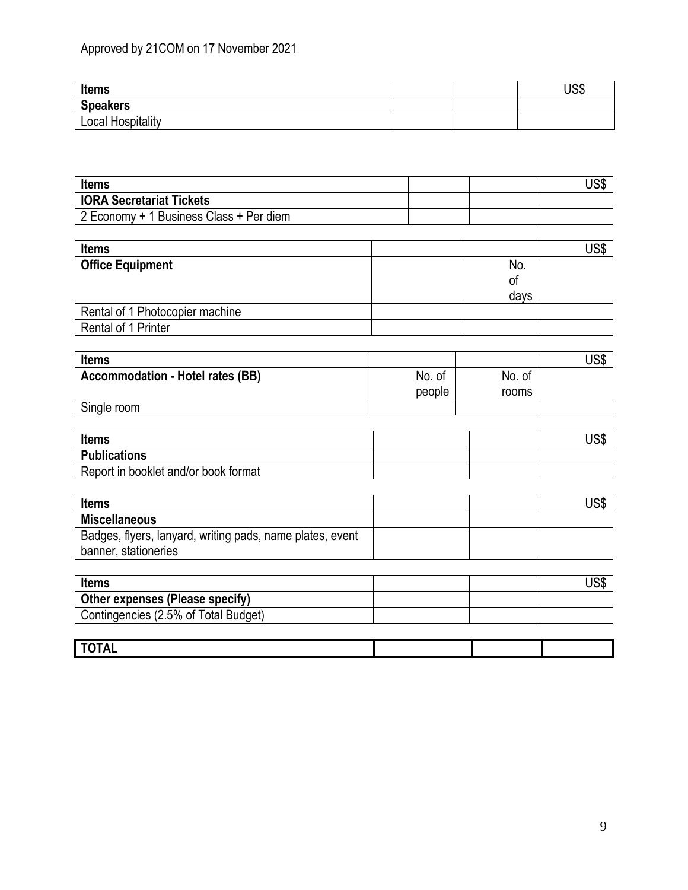Approved by 21COM on 17 November 2021

| **Items** | | | US$ |
|---|---|---|---|
| **Speakers** | | | |
| Local Hospitality | | | |

| **Items** | | | US$ |
|---|---|---|---|
| **IORA Secretariat Tickets** | | | |
| 2 Economy + 1 Business Class + Per diem | | | |

| **Items** | | | US$ |
|---|---|---|---|
| **Office Equipment** | | No. of days | |
| Rental of 1 Photocopier machine | | | |
| Rental of 1 Printer | | | |

| **Items** | | | US$ |
|---|---|---|---|
| **Accommodation - Hotel rates (BB)** | No. of people | No. of rooms | |
| Single room | | | |

| **Items** | | | US$ |
|---|---|---|---|
| **Publications** | | | |
| Report in booklet and/or book format | | | |

| **Items** | | | US$ |
|---|---|---|---|
| **Miscellaneous** | | | |
| Badges, flyers, lanyard, writing pads, name plates, event banner, stationeries | | | |

| **Items** | | | US$ |
|---|---|---|---|
| **Other expenses (Please specify)** | | | |
| Contingencies (2.5% of Total Budget) | | | |

| **TOTAL** | | | |
|---|---|---|---|